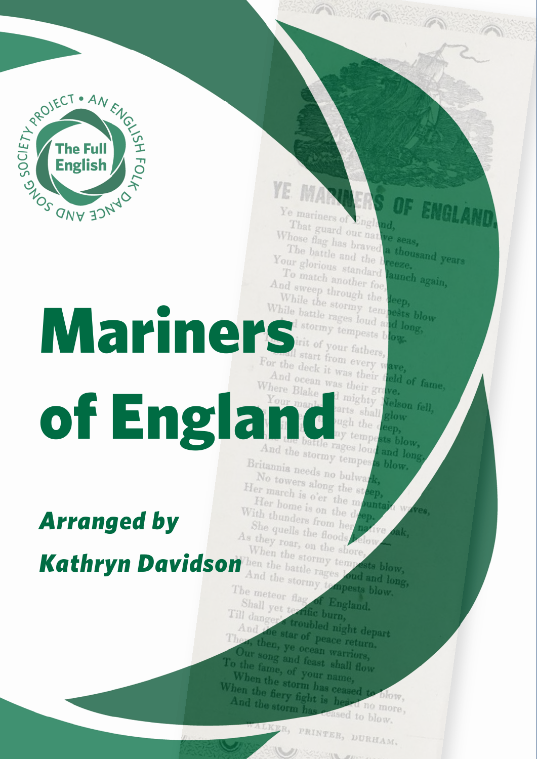# Mariners of England

***Arranged by Kathryn Davidson***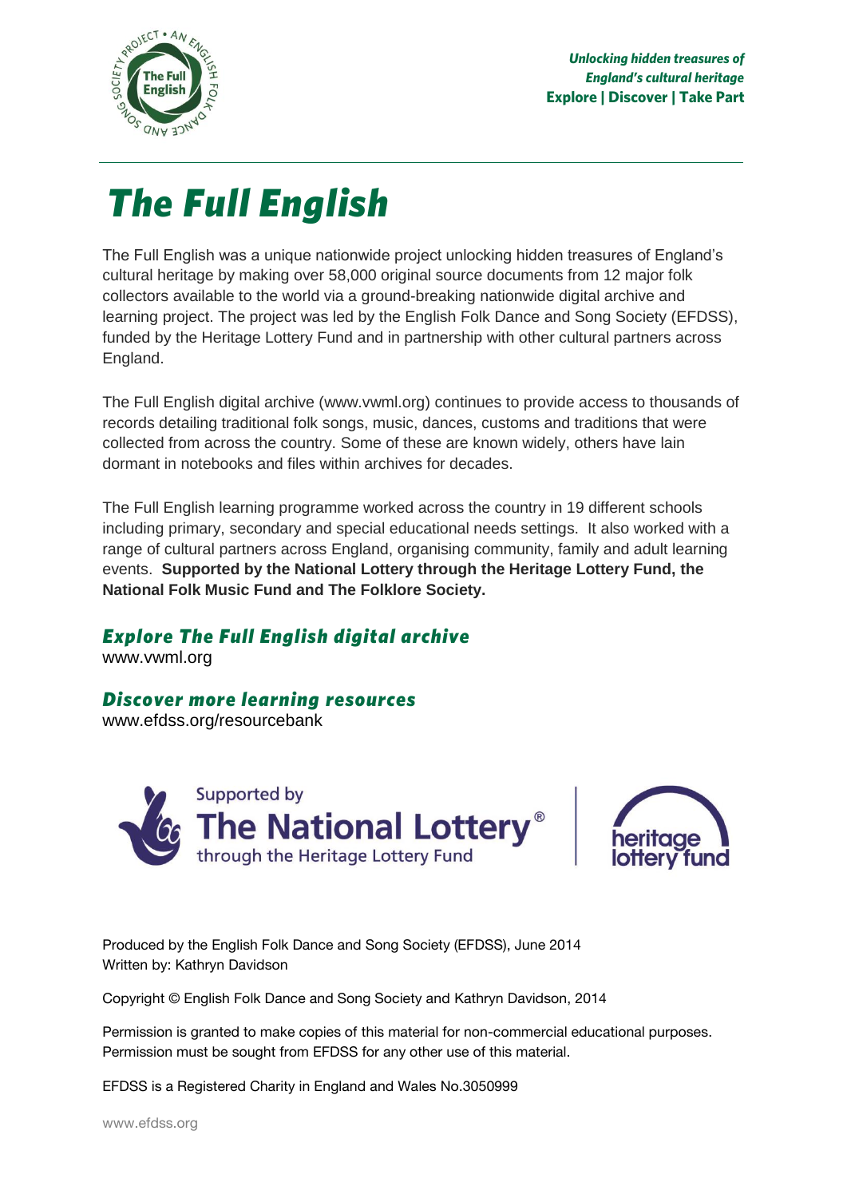*Unlocking hidden treasures of England's cultural heritage*
**Explore | Discover | Take Part**

# *The Full English*

The Full English was a unique nationwide project unlocking hidden treasures of England's cultural heritage by making over 58,000 original source documents from 12 major folk collectors available to the world via a ground-breaking nationwide digital archive and learning project. The project was led by the English Folk Dance and Song Society (EFDSS), funded by the Heritage Lottery Fund and in partnership with other cultural partners across England.

The Full English digital archive (www.vwml.org) continues to provide access to thousands of records detailing traditional folk songs, music, dances, customs and traditions that were collected from across the country. Some of these are known widely, others have lain dormant in notebooks and files within archives for decades.

The Full English learning programme worked across the country in 19 different schools including primary, secondary and special educational needs settings. It also worked with a range of cultural partners across England, organising community, family and adult learning events. **Supported by the National Lottery through the Heritage Lottery Fund, the National Folk Music Fund and The Folklore Society.**

## *Explore The Full English digital archive*

www.vwml.org

## *Discover more learning resources*

www.efdss.org/resourcebank

Supported by The National Lottery® through the Heritage Lottery Fund

heritage lottery fund

Produced by the English Folk Dance and Song Society (EFDSS), June 2014
Written by: Kathryn Davidson

Copyright © English Folk Dance and Song Society and Kathryn Davidson, 2014

Permission is granted to make copies of this material for non-commercial educational purposes. Permission must be sought from EFDSS for any other use of this material.

EFDSS is a Registered Charity in England and Wales No.3050999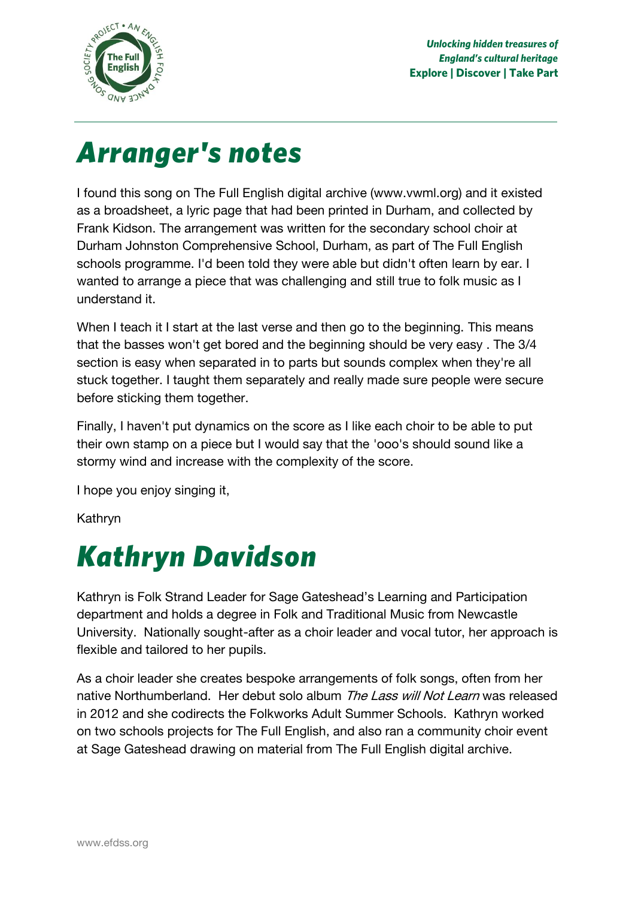# Arranger's notes

I found this song on The Full English digital archive (www.vwml.org) and it existed as a broadsheet, a lyric page that had been printed in Durham, and collected by Frank Kidson. The arrangement was written for the secondary school choir at Durham Johnston Comprehensive School, Durham, as part of The Full English schools programme. I'd been told they were able but didn't often learn by ear. I wanted to arrange a piece that was challenging and still true to folk music as I understand it.

When I teach it I start at the last verse and then go to the beginning. This means that the basses won't get bored and the beginning should be very easy . The 3/4 section is easy when separated in to parts but sounds complex when they're all stuck together. I taught them separately and really made sure people were secure before sticking them together.

Finally, I haven't put dynamics on the score as I like each choir to be able to put their own stamp on a piece but I would say that the 'ooo's should sound like a stormy wind and increase with the complexity of the score.

I hope you enjoy singing it,

Kathryn

# Kathryn Davidson

Kathryn is Folk Strand Leader for Sage Gateshead's Learning and Participation department and holds a degree in Folk and Traditional Music from Newcastle University. Nationally sought-after as a choir leader and vocal tutor, her approach is flexible and tailored to her pupils.

As a choir leader she creates bespoke arrangements of folk songs, often from her native Northumberland. Her debut solo album *The Lass will Not Learn* was released in 2012 and she codirects the Folkworks Adult Summer Schools. Kathryn worked on two schools projects for The Full English, and also ran a community choir event at Sage Gateshead drawing on material from The Full English digital archive.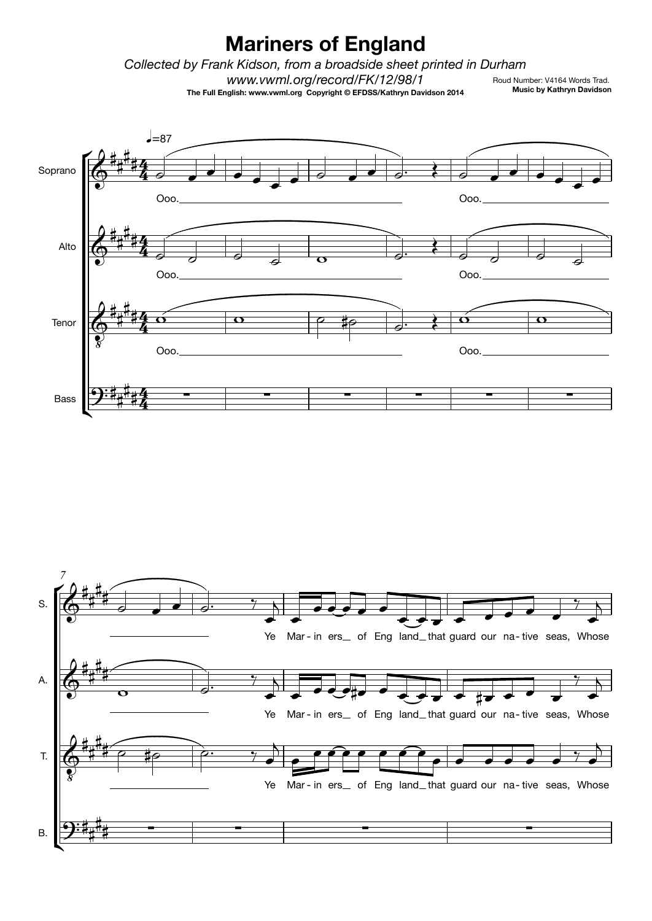# Mariners of England

*Collected by Frank Kidson, from a broadside sheet printed in Durham*

*www.vwml.org/record/FK/12/98/1*

**The Full English: www.vwml.org Copyright © EFDSS/Kathryn Davidson 2014**

Roud Number: V4164 Words Trad.

**Music by Kathryn Davidson**

♩=87

Soprano, Alto, Tenor: Ooo. Ooo.

Ye Mar - in ers_ of Eng land_ that guard our na - tive seas, Whose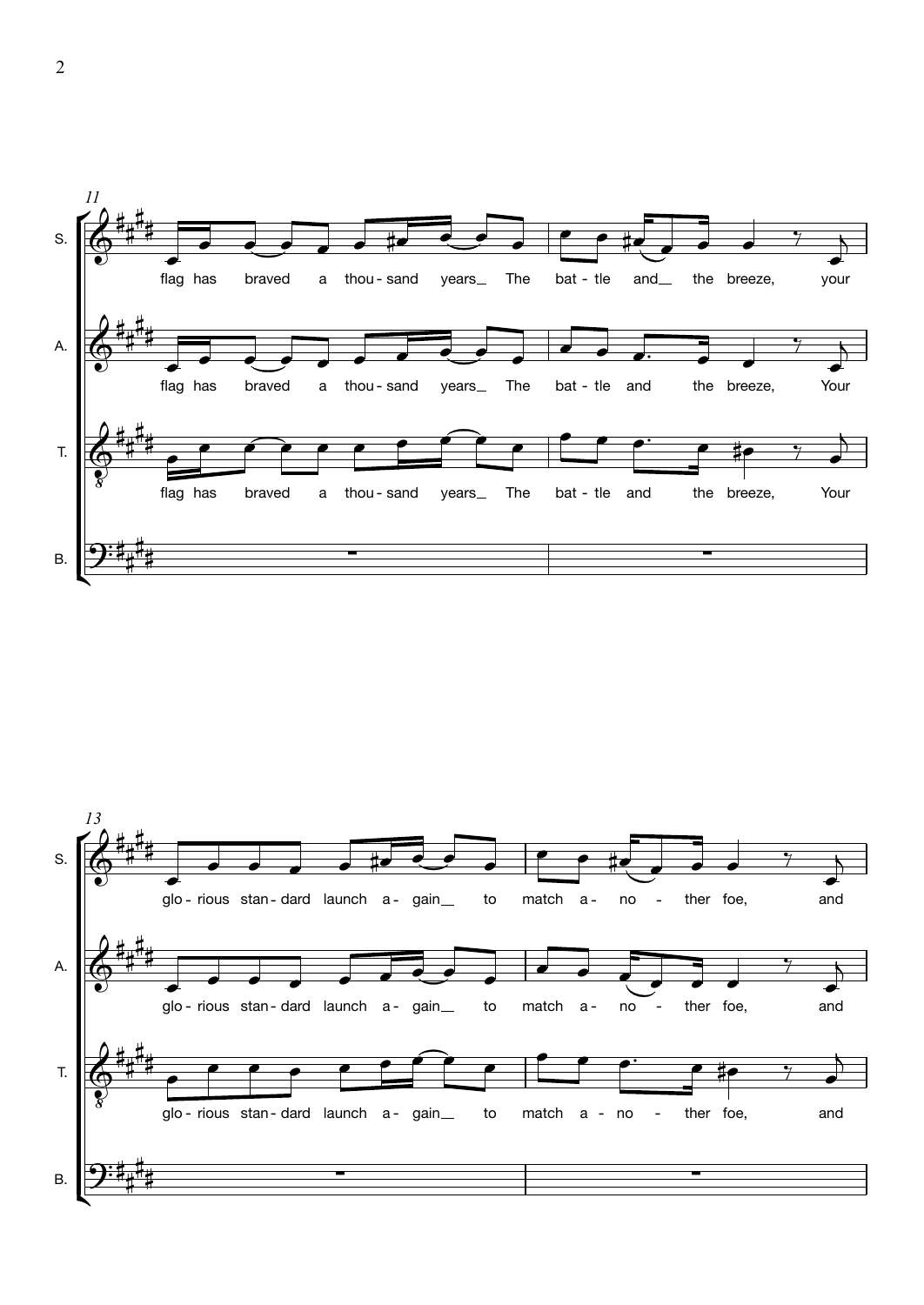11

S. flag has braved a thou - sand years_ The bat - tle and_ the breeze, your

A. flag has braved a thou - sand years_ The bat - tle and the breeze, Your

T. flag has braved a thou - sand years_ The bat - tle and the breeze, Your

B.

13

S. glo - rious stan - dard launch a - gain_ to match a - no - ther foe, and

A. glo - rious stan - dard launch a - gain_ to match a - no - ther foe, and

T. glo - rious stan - dard launch a - gain_ to match a - no - ther foe, and

B.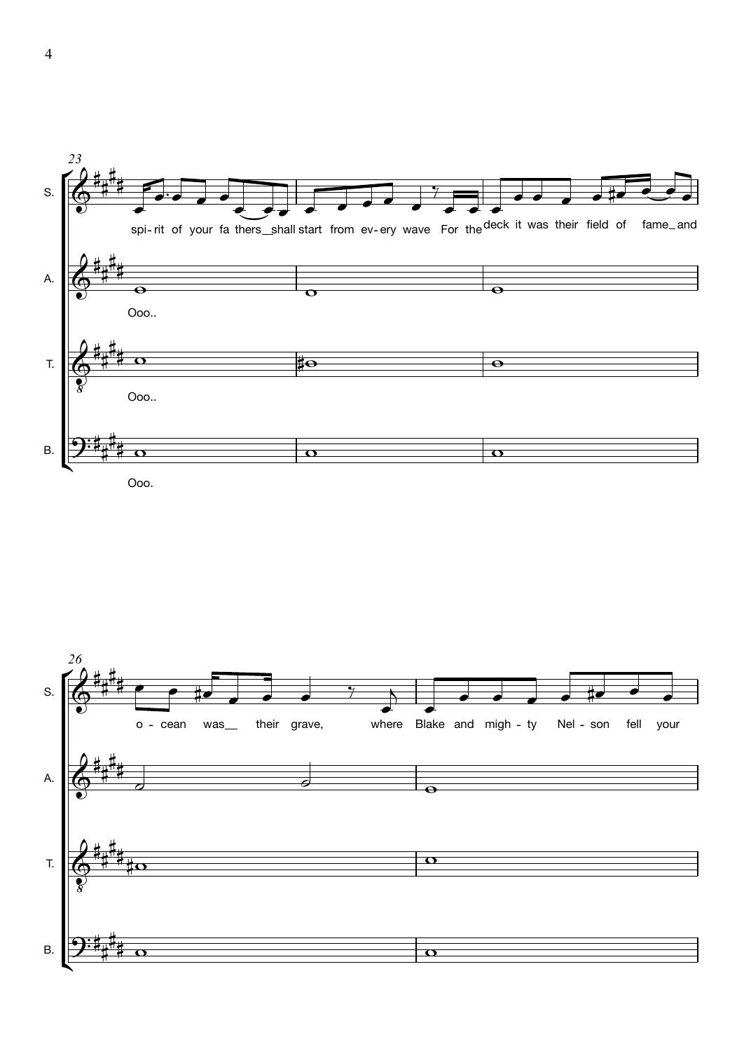23

S.

spi - rit of your fa thers_shall start from ev - ery wave For the deck it was their field of fame_and

A.

Ooo..

T.

Ooo..

B.

Ooo.

26

S.

o - cean was__ their grave, where Blake and migh - ty Nel - son fell your

A.

T.

B.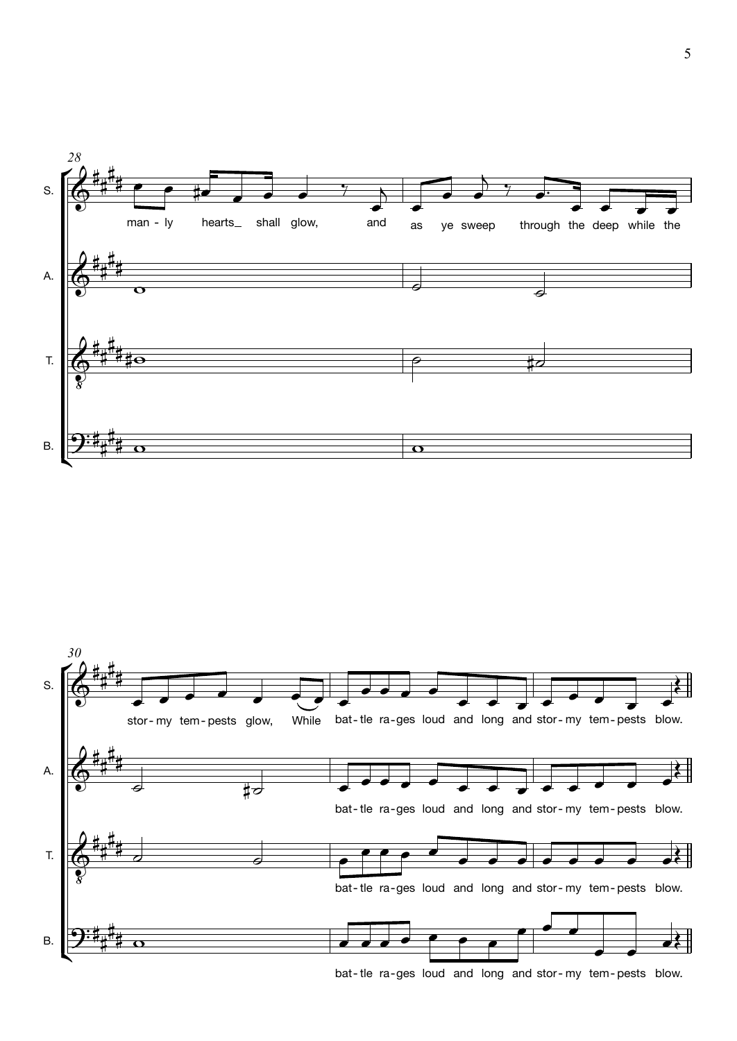28

S. man - ly hearts_ shall glow, and as ye sweep through the deep while the

A.

T.

B.

30

S. stor - my tem - pests glow, While bat - tle ra - ges loud and long and stor - my tem - pests blow.

A. bat - tle ra - ges loud and long and stor - my tem - pests blow.

T. bat - tle ra - ges loud and long and stor - my tem - pests blow.

B. bat - tle ra - ges loud and long and stor - my tem - pests blow.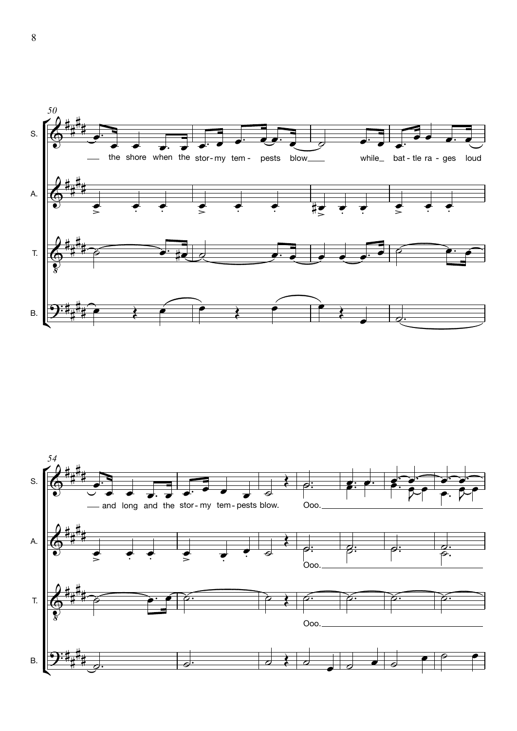50

S. — the shore when the stor - my tem - pests blow — while_ bat - tle ra - ges loud

A.

T.

B.

54

S. — and long and the stor - my tem - pests blow. Ooo.

A. Ooo.

T. Ooo.

B.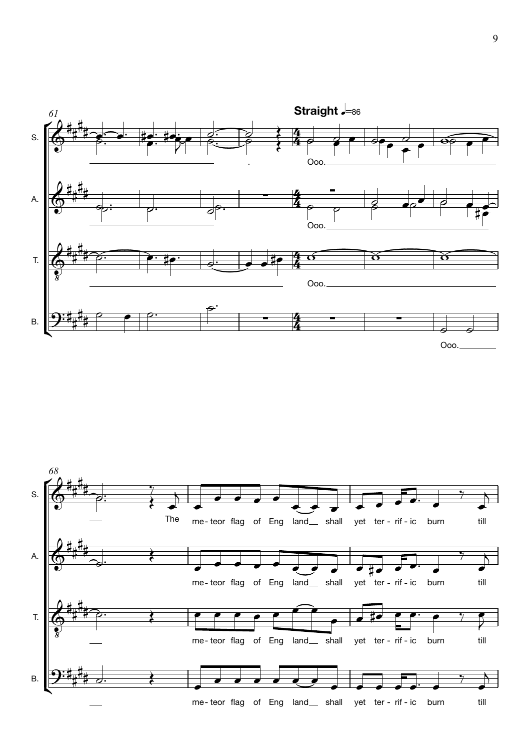**Straight** ♩=86

S. A. T. B.

Ooo.

The me-teor flag of Eng land__ shall yet ter-rif-ic burn till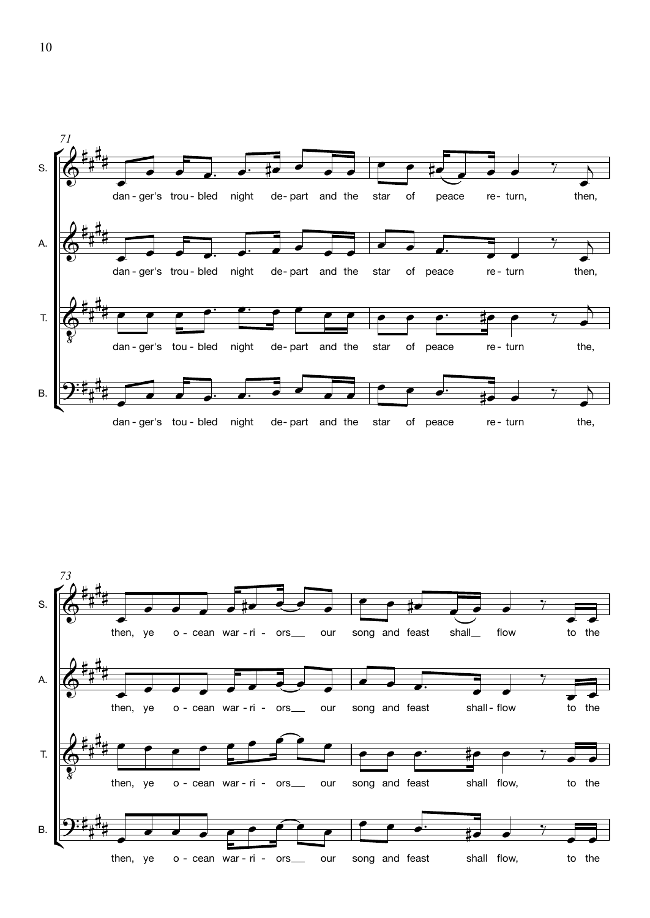71

S. dan - ger's trou - bled night de - part and the star of peace re - turn, then,

A. dan - ger's trou - bled night de - part and the star of peace re - turn then,

T. dan - ger's tou - bled night de - part and the star of peace re - turn the,

B. dan - ger's tou - bled night de - part and the star of peace re - turn the,

73

S. then, ye o - cean war - ri - ors our song and feast shall flow to the

A. then, ye o - cean war - ri - ors our song and feast shall - flow to the

T. then, ye o - cean war - ri - ors our song and feast shall flow, to the

B. then, ye o - cean war - ri - ors our song and feast shall flow, to the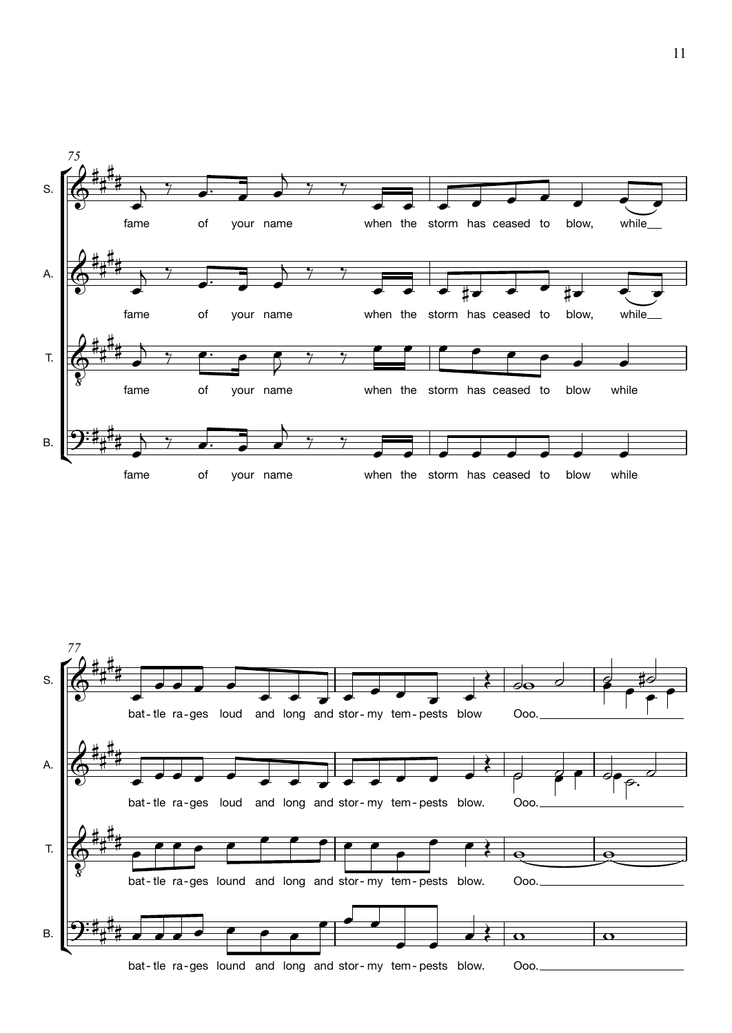75

S. fame of your name when the storm has ceased to blow, while

A. fame of your name when the storm has ceased to blow, while

T. fame of your name when the storm has ceased to blow while

B. fame of your name when the storm has ceased to blow while

77

S. bat-tle ra-ges loud and long and stor-my tem-pests blow Ooo.

A. bat-tle ra-ges loud and long and stor-my tem-pests blow. Ooo.

T. bat-tle ra-ges lound and long and stor-my tem-pests blow. Ooo.

B. bat-tle ra-ges lound and long and stor-my tem-pests blow. Ooo.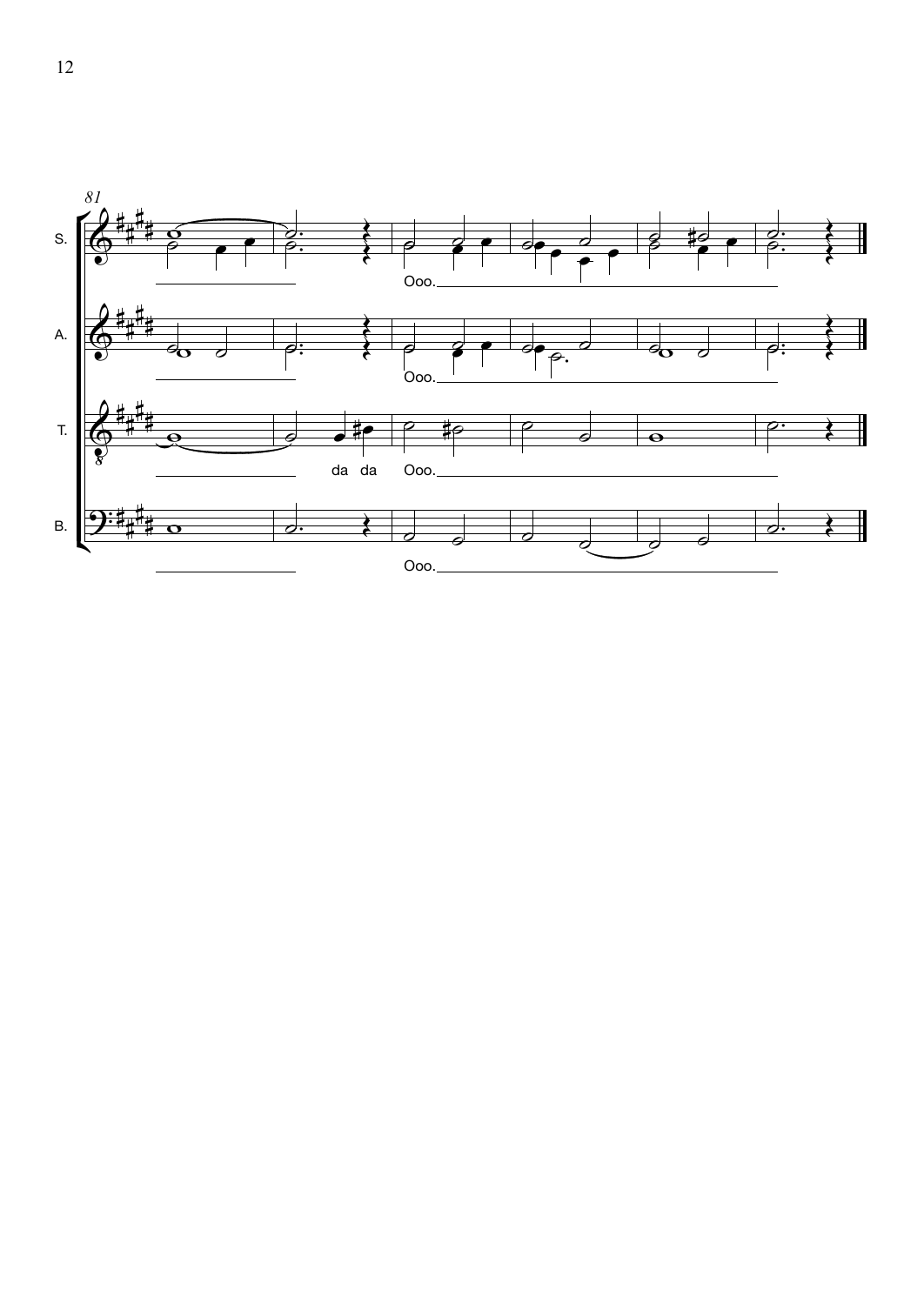81

S.

Ooo.

A.

Ooo.

T.

da da Ooo.

B.

Ooo.